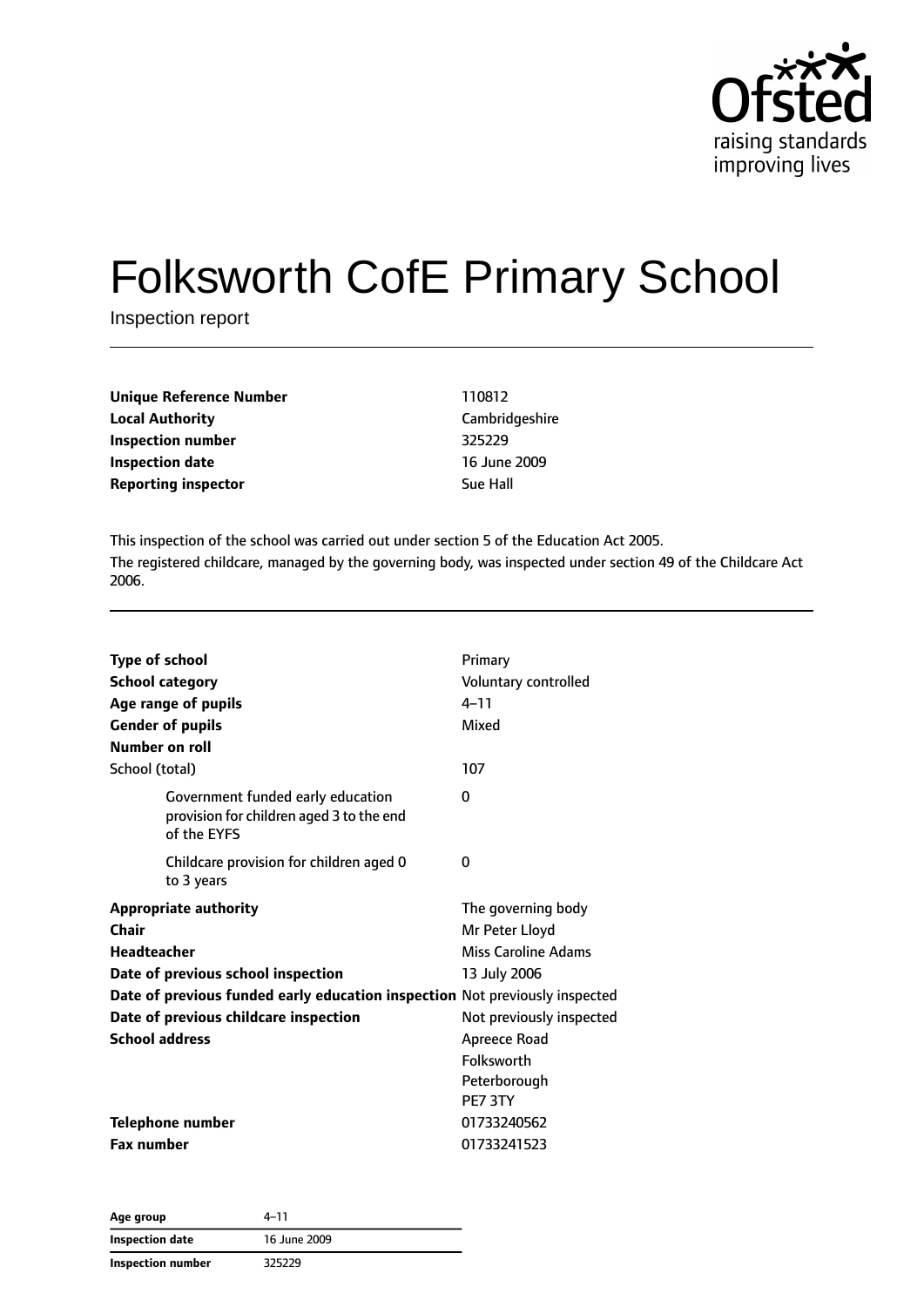# Folksworth CofE Primary School

Inspection report

| | |
|---|---|
| **Unique Reference Number** | 110812 |
| **Local Authority** | Cambridgeshire |
| **Inspection number** | 325229 |
| **Inspection date** | 16 June 2009 |
| **Reporting inspector** | Sue Hall |

This inspection of the school was carried out under section 5 of the Education Act 2005.

The registered childcare, managed by the governing body, was inspected under section 49 of the Childcare Act 2006.

| | |
|---|---|
| **Type of school** | Primary |
| **School category** | Voluntary controlled |
| **Age range of pupils** | 4–11 |
| **Gender of pupils** | Mixed |
| **Number on roll** | |
| School (total) | 107 |
| Government funded early education provision for children aged 3 to the end of the EYFS | 0 |
| Childcare provision for children aged 0 to 3 years | 0 |
| **Appropriate authority** | The governing body |
| **Chair** | Mr Peter Lloyd |
| **Headteacher** | Miss Caroline Adams |
| **Date of previous school inspection** | 13 July 2006 |
| **Date of previous funded early education inspection** | Not previously inspected |
| **Date of previous childcare inspection** | Not previously inspected |
| **School address** | Apreece Road<br>Folksworth<br>Peterborough<br>PE7 3TY |
| **Telephone number** | 01733240562 |
| **Fax number** | 01733241523 |

| | |
|---|---|
| **Age group** | 4–11 |
| **Inspection date** | 16 June 2009 |
| **Inspection number** | 325229 |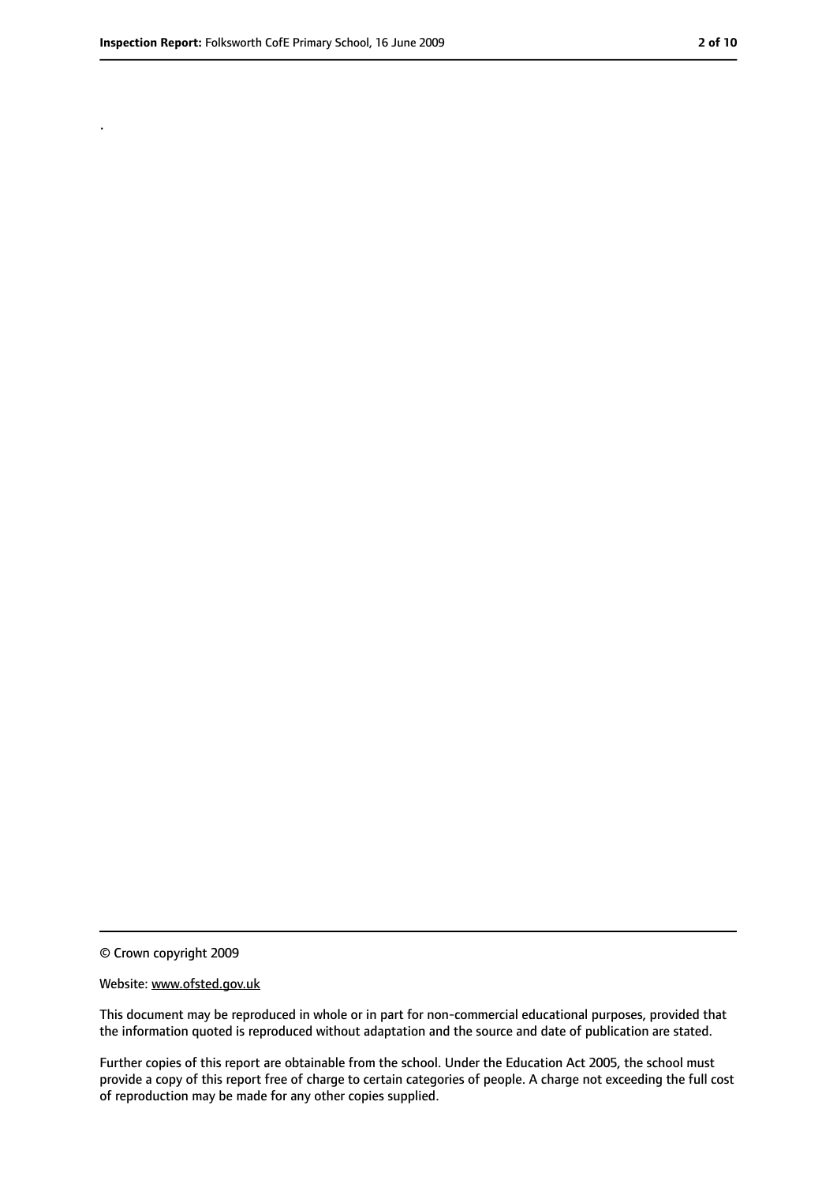.

© Crown copyright 2009

Website: www.ofsted.gov.uk

This document may be reproduced in whole or in part for non-commercial educational purposes, provided that the information quoted is reproduced without adaptation and the source and date of publication are stated.

Further copies of this report are obtainable from the school. Under the Education Act 2005, the school must provide a copy of this report free of charge to certain categories of people. A charge not exceeding the full cost of reproduction may be made for any other copies supplied.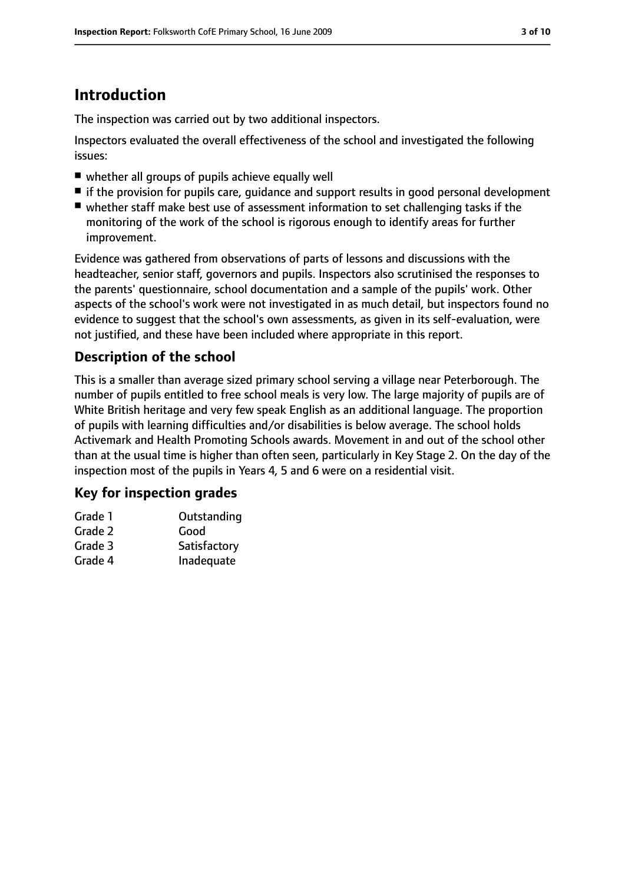# Introduction

The inspection was carried out by two additional inspectors.

Inspectors evaluated the overall effectiveness of the school and investigated the following issues:

- whether all groups of pupils achieve equally well
- if the provision for pupils care, guidance and support results in good personal development
- whether staff make best use of assessment information to set challenging tasks if the monitoring of the work of the school is rigorous enough to identify areas for further improvement.

Evidence was gathered from observations of parts of lessons and discussions with the headteacher, senior staff, governors and pupils. Inspectors also scrutinised the responses to the parents' questionnaire, school documentation and a sample of the pupils' work. Other aspects of the school's work were not investigated in as much detail, but inspectors found no evidence to suggest that the school's own assessments, as given in its self-evaluation, were not justified, and these have been included where appropriate in this report.

## Description of the school

This is a smaller than average sized primary school serving a village near Peterborough. The number of pupils entitled to free school meals is very low. The large majority of pupils are of White British heritage and very few speak English as an additional language. The proportion of pupils with learning difficulties and/or disabilities is below average. The school holds Activemark and Health Promoting Schools awards. Movement in and out of the school other than at the usual time is higher than often seen, particularly in Key Stage 2. On the day of the inspection most of the pupils in Years 4, 5 and 6 were on a residential visit.

## Key for inspection grades

| | |
|---|---|
| Grade 1 | Outstanding |
| Grade 2 | Good |
| Grade 3 | Satisfactory |
| Grade 4 | Inadequate |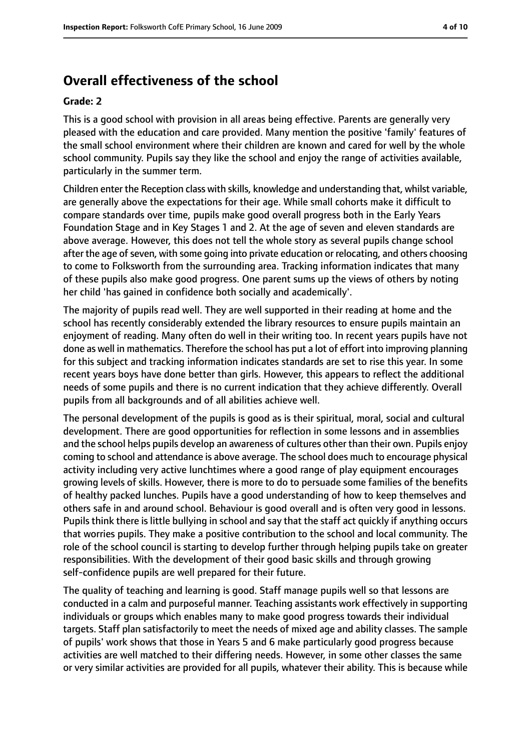## Overall effectiveness of the school

**Grade: 2**

This is a good school with provision in all areas being effective. Parents are generally very pleased with the education and care provided. Many mention the positive 'family' features of the small school environment where their children are known and cared for well by the whole school community. Pupils say they like the school and enjoy the range of activities available, particularly in the summer term.

Children enter the Reception class with skills, knowledge and understanding that, whilst variable, are generally above the expectations for their age. While small cohorts make it difficult to compare standards over time, pupils make good overall progress both in the Early Years Foundation Stage and in Key Stages 1 and 2. At the age of seven and eleven standards are above average. However, this does not tell the whole story as several pupils change school after the age of seven, with some going into private education or relocating, and others choosing to come to Folksworth from the surrounding area. Tracking information indicates that many of these pupils also make good progress. One parent sums up the views of others by noting her child 'has gained in confidence both socially and academically'.

The majority of pupils read well. They are well supported in their reading at home and the school has recently considerably extended the library resources to ensure pupils maintain an enjoyment of reading. Many often do well in their writing too. In recent years pupils have not done as well in mathematics. Therefore the school has put a lot of effort into improving planning for this subject and tracking information indicates standards are set to rise this year. In some recent years boys have done better than girls. However, this appears to reflect the additional needs of some pupils and there is no current indication that they achieve differently. Overall pupils from all backgrounds and of all abilities achieve well.

The personal development of the pupils is good as is their spiritual, moral, social and cultural development. There are good opportunities for reflection in some lessons and in assemblies and the school helps pupils develop an awareness of cultures other than their own. Pupils enjoy coming to school and attendance is above average. The school does much to encourage physical activity including very active lunchtimes where a good range of play equipment encourages growing levels of skills. However, there is more to do to persuade some families of the benefits of healthy packed lunches. Pupils have a good understanding of how to keep themselves and others safe in and around school. Behaviour is good overall and is often very good in lessons. Pupils think there is little bullying in school and say that the staff act quickly if anything occurs that worries pupils. They make a positive contribution to the school and local community. The role of the school council is starting to develop further through helping pupils take on greater responsibilities. With the development of their good basic skills and through growing self-confidence pupils are well prepared for their future.

The quality of teaching and learning is good. Staff manage pupils well so that lessons are conducted in a calm and purposeful manner. Teaching assistants work effectively in supporting individuals or groups which enables many to make good progress towards their individual targets. Staff plan satisfactorily to meet the needs of mixed age and ability classes. The sample of pupils' work shows that those in Years 5 and 6 make particularly good progress because activities are well matched to their differing needs. However, in some other classes the same or very similar activities are provided for all pupils, whatever their ability. This is because while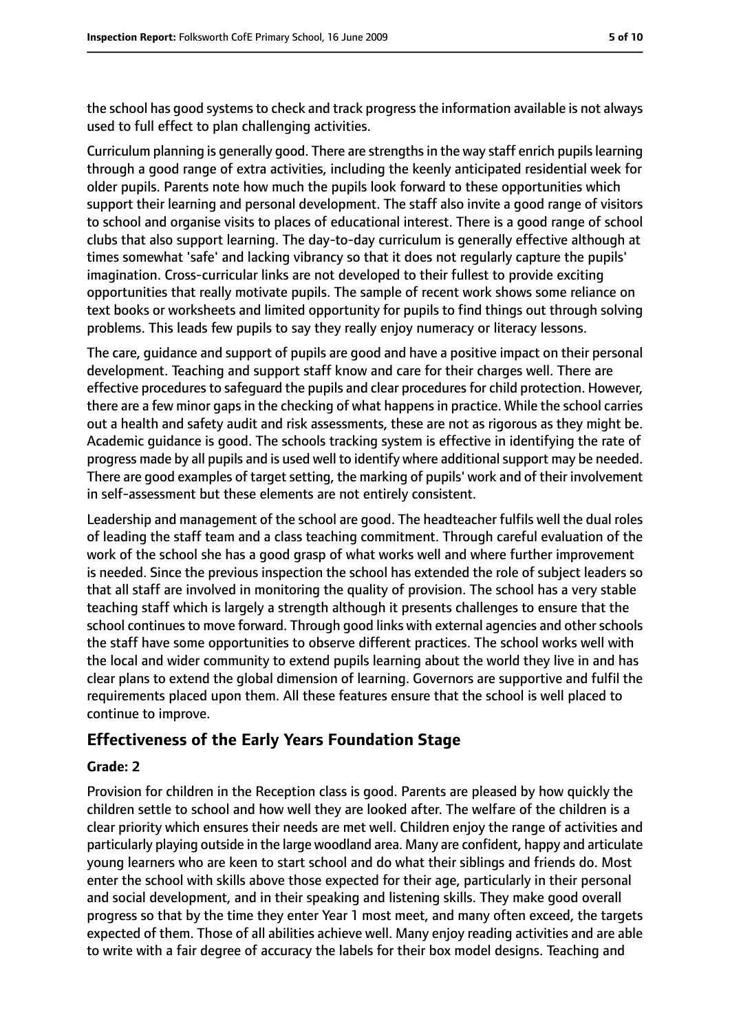the school has good systems to check and track progress the information available is not always used to full effect to plan challenging activities.

Curriculum planning is generally good. There are strengths in the way staff enrich pupils learning through a good range of extra activities, including the keenly anticipated residential week for older pupils. Parents note how much the pupils look forward to these opportunities which support their learning and personal development. The staff also invite a good range of visitors to school and organise visits to places of educational interest. There is a good range of school clubs that also support learning. The day-to-day curriculum is generally effective although at times somewhat 'safe' and lacking vibrancy so that it does not regularly capture the pupils' imagination. Cross-curricular links are not developed to their fullest to provide exciting opportunities that really motivate pupils. The sample of recent work shows some reliance on text books or worksheets and limited opportunity for pupils to find things out through solving problems. This leads few pupils to say they really enjoy numeracy or literacy lessons.

The care, guidance and support of pupils are good and have a positive impact on their personal development. Teaching and support staff know and care for their charges well. There are effective procedures to safeguard the pupils and clear procedures for child protection. However, there are a few minor gaps in the checking of what happens in practice. While the school carries out a health and safety audit and risk assessments, these are not as rigorous as they might be. Academic guidance is good. The schools tracking system is effective in identifying the rate of progress made by all pupils and is used well to identify where additional support may be needed. There are good examples of target setting, the marking of pupils' work and of their involvement in self-assessment but these elements are not entirely consistent.

Leadership and management of the school are good. The headteacher fulfils well the dual roles of leading the staff team and a class teaching commitment. Through careful evaluation of the work of the school she has a good grasp of what works well and where further improvement is needed. Since the previous inspection the school has extended the role of subject leaders so that all staff are involved in monitoring the quality of provision. The school has a very stable teaching staff which is largely a strength although it presents challenges to ensure that the school continues to move forward. Through good links with external agencies and other schools the staff have some opportunities to observe different practices. The school works well with the local and wider community to extend pupils learning about the world they live in and has clear plans to extend the global dimension of learning. Governors are supportive and fulfil the requirements placed upon them. All these features ensure that the school is well placed to continue to improve.

## Effectiveness of the Early Years Foundation Stage

**Grade: 2**

Provision for children in the Reception class is good. Parents are pleased by how quickly the children settle to school and how well they are looked after. The welfare of the children is a clear priority which ensures their needs are met well. Children enjoy the range of activities and particularly playing outside in the large woodland area. Many are confident, happy and articulate young learners who are keen to start school and do what their siblings and friends do. Most enter the school with skills above those expected for their age, particularly in their personal and social development, and in their speaking and listening skills. They make good overall progress so that by the time they enter Year 1 most meet, and many often exceed, the targets expected of them. Those of all abilities achieve well. Many enjoy reading activities and are able to write with a fair degree of accuracy the labels for their box model designs. Teaching and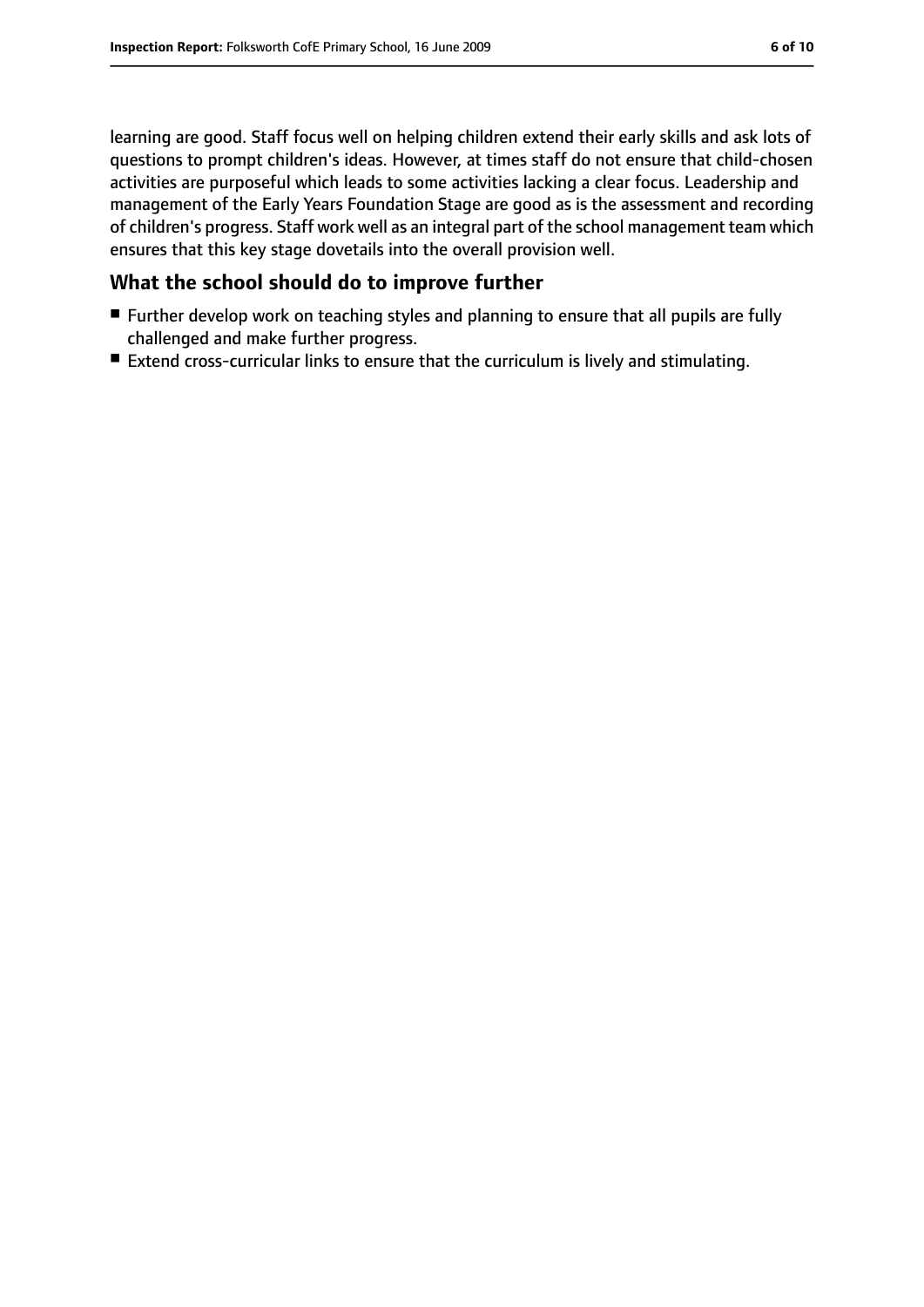learning are good. Staff focus well on helping children extend their early skills and ask lots of questions to prompt children's ideas. However, at times staff do not ensure that child-chosen activities are purposeful which leads to some activities lacking a clear focus. Leadership and management of the Early Years Foundation Stage are good as is the assessment and recording of children's progress. Staff work well as an integral part of the school management team which ensures that this key stage dovetails into the overall provision well.

## What the school should do to improve further

- Further develop work on teaching styles and planning to ensure that all pupils are fully challenged and make further progress.
- Extend cross-curricular links to ensure that the curriculum is lively and stimulating.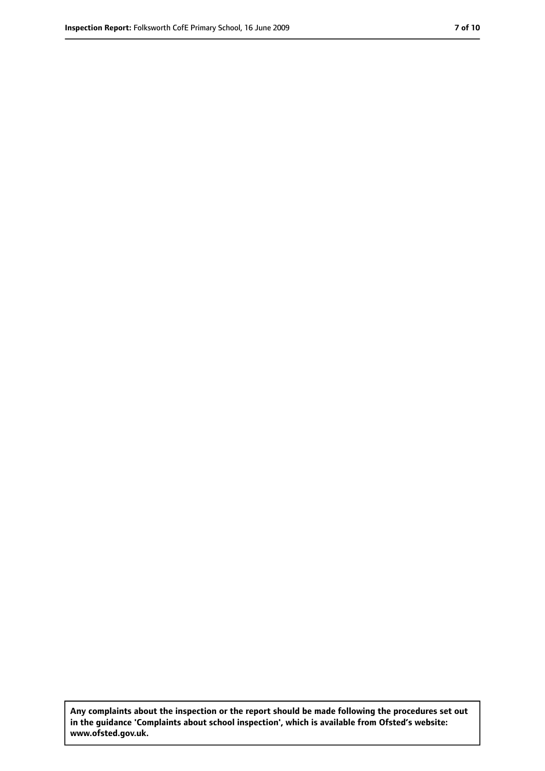**Any complaints about the inspection or the report should be made following the procedures set out in the guidance 'Complaints about school inspection', which is available from Ofsted's website: www.ofsted.gov.uk.**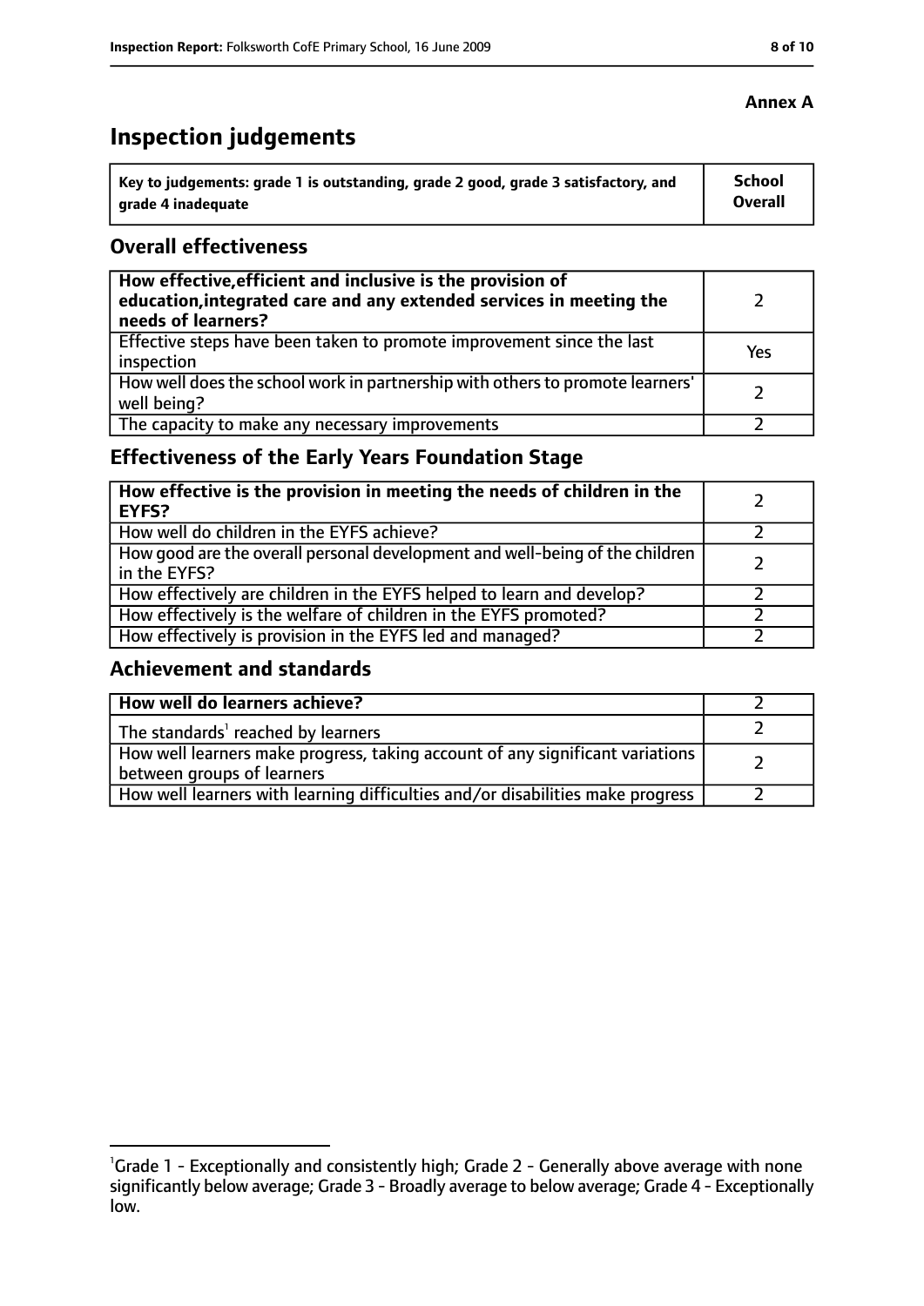**Annex A**

# Inspection judgements

| Key to judgements: grade 1 is outstanding, grade 2 good, grade 3 satisfactory, and grade 4 inadequate | School Overall |
|---|---|

## Overall effectiveness

| | |
|---|---|
| **How effective, efficient and inclusive is the provision of education, integrated care and any extended services in meeting the needs of learners?** | 2 |
| Effective steps have been taken to promote improvement since the last inspection | Yes |
| How well does the school work in partnership with others to promote learners' well being? | 2 |
| The capacity to make any necessary improvements | 2 |

## Effectiveness of the Early Years Foundation Stage

| | |
|---|---|
| **How effective is the provision in meeting the needs of children in the EYFS?** | 2 |
| How well do children in the EYFS achieve? | 2 |
| How good are the overall personal development and well-being of the children in the EYFS? | 2 |
| How effectively are children in the EYFS helped to learn and develop? | 2 |
| How effectively is the welfare of children in the EYFS promoted? | 2 |
| How effectively is provision in the EYFS led and managed? | 2 |

## Achievement and standards

| | |
|---|---|
| **How well do learners achieve?** | 2 |
| The standards[1] reached by learners | 2 |
| How well learners make progress, taking account of any significant variations between groups of learners | 2 |
| How well learners with learning difficulties and/or disabilities make progress | 2 |

[1]Grade 1 - Exceptionally and consistently high; Grade 2 - Generally above average with none significantly below average; Grade 3 - Broadly average to below average; Grade 4 - Exceptionally low.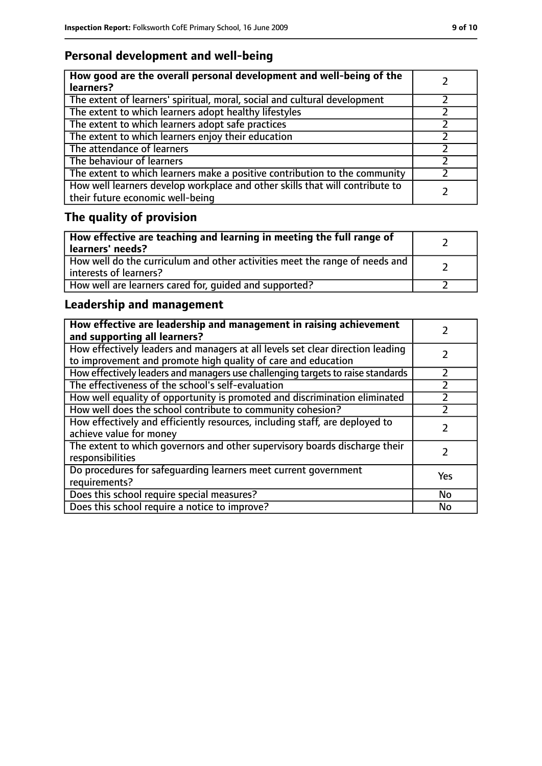## Personal development and well-being

| | |
|---|---|
| **How good are the overall personal development and well-being of the learners?** | 2 |
| The extent of learners' spiritual, moral, social and cultural development | 2 |
| The extent to which learners adopt healthy lifestyles | 2 |
| The extent to which learners adopt safe practices | 2 |
| The extent to which learners enjoy their education | 2 |
| The attendance of learners | 2 |
| The behaviour of learners | 2 |
| The extent to which learners make a positive contribution to the community | 2 |
| How well learners develop workplace and other skills that will contribute to their future economic well-being | 2 |

## The quality of provision

| | |
|---|---|
| **How effective are teaching and learning in meeting the full range of learners' needs?** | 2 |
| How well do the curriculum and other activities meet the range of needs and interests of learners? | 2 |
| How well are learners cared for, guided and supported? | 2 |

## Leadership and management

| | |
|---|---|
| **How effective are leadership and management in raising achievement and supporting all learners?** | 2 |
| How effectively leaders and managers at all levels set clear direction leading to improvement and promote high quality of care and education | 2 |
| How effectively leaders and managers use challenging targets to raise standards | 2 |
| The effectiveness of the school's self-evaluation | 2 |
| How well equality of opportunity is promoted and discrimination eliminated | 2 |
| How well does the school contribute to community cohesion? | 2 |
| How effectively and efficiently resources, including staff, are deployed to achieve value for money | 2 |
| The extent to which governors and other supervisory boards discharge their responsibilities | 2 |
| Do procedures for safeguarding learners meet current government requirements? | Yes |
| Does this school require special measures? | No |
| Does this school require a notice to improve? | No |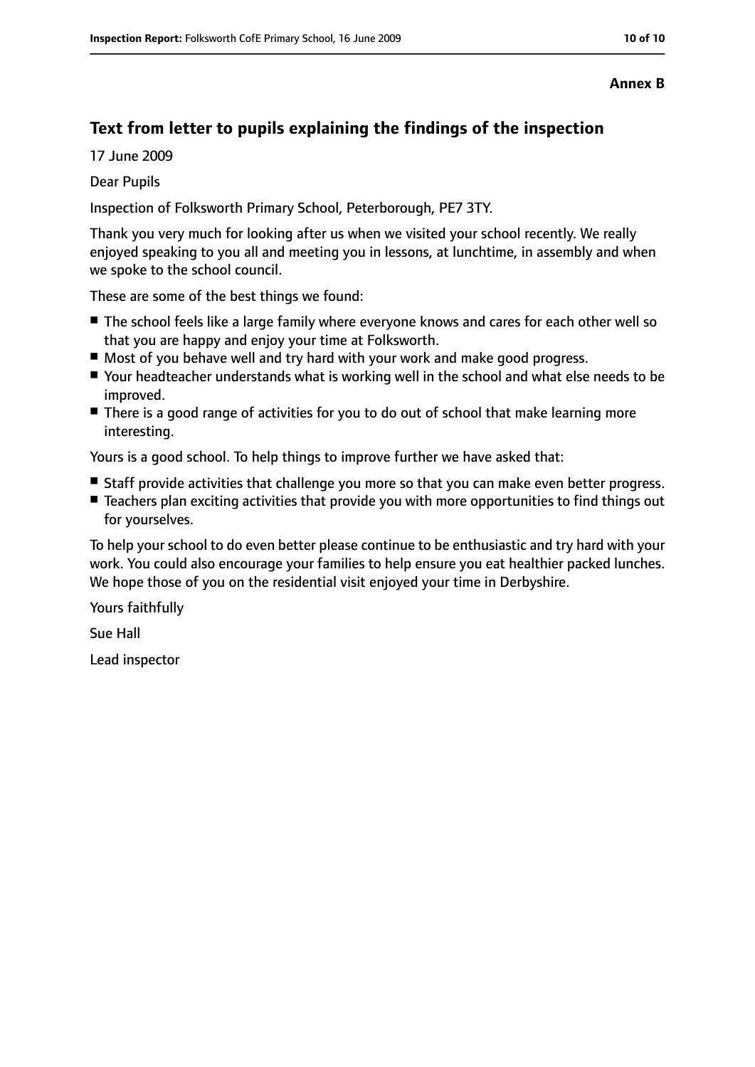**Annex B**

## Text from letter to pupils explaining the findings of the inspection

17 June 2009

Dear Pupils

Inspection of Folksworth Primary School, Peterborough, PE7 3TY.

Thank you very much for looking after us when we visited your school recently. We really enjoyed speaking to you all and meeting you in lessons, at lunchtime, in assembly and when we spoke to the school council.

These are some of the best things we found:

- The school feels like a large family where everyone knows and cares for each other well so that you are happy and enjoy your time at Folksworth.
- Most of you behave well and try hard with your work and make good progress.
- Your headteacher understands what is working well in the school and what else needs to be improved.
- There is a good range of activities for you to do out of school that make learning more interesting.

Yours is a good school. To help things to improve further we have asked that:

- Staff provide activities that challenge you more so that you can make even better progress.
- Teachers plan exciting activities that provide you with more opportunities to find things out for yourselves.

To help your school to do even better please continue to be enthusiastic and try hard with your work. You could also encourage your families to help ensure you eat healthier packed lunches. We hope those of you on the residential visit enjoyed your time in Derbyshire.

Yours faithfully

Sue Hall

Lead inspector